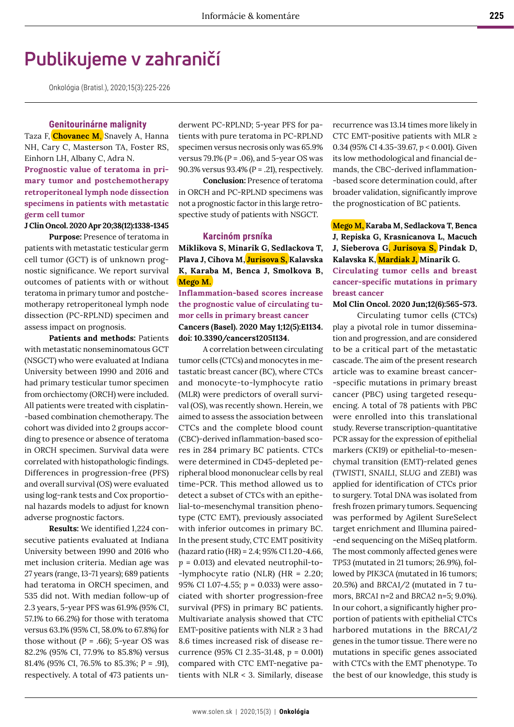# Publikujeme v zahraničí

Onkológia (Bratisl.), 2020;15(3):225-226

## Genitourinárne malignity

Taza F, **Chovanec M**, Snavely A, Hanna NH, Cary C, Masterson TA, Foster RS, Einhorn LH, Albany C, Adra N.

**Prognostic value of teratoma in primary tumor and postchemotherapy retroperitoneal lymph node dissection specimens in patients with metastatic germ cell tumor**

**J Clin Oncol. 2020 Apr 20;38(12):1338-1345**

**Purpose:** Presence of teratoma in patients with metastatic testicular germ cell tumor (GCT) is of unknown prognostic significance. We report survival outcomes of patients with or without teratoma in primary tumor and postchemotherapy retroperitoneal lymph node dissection (PC-RPLND) specimen and assess impact on prognosis.

**Patients and methods:** Patients with metastatic nonseminomatous GCT (NSGCT) who were evaluated at Indiana University between 1990 and 2016 and had primary testicular tumor specimen from orchiectomy (ORCH) were included. All patients were treated with cisplatin-based combination chemotherapy. The cohort was divided into 2 groups according to presence or absence of teratoma in ORCH specimen. Survival data were correlated with histopathologic findings. Differences in progression-free (PFS) and overall survival (OS) were evaluated using log-rank tests and Cox proportional hazards models to adjust for known adverse prognostic factors.

**Results:** We identified 1,224 consecutive patients evaluated at Indiana University between 1990 and 2016 who met inclusion criteria. Median age was 27 years (range, 13-71 years); 689 patients had teratoma in ORCH specimen, and 535 did not. With median follow-up of 2.3 years, 5-year PFS was 61.9% (95% CI, 57.1% to 66.2%) for those with teratoma versus 63.1% (95% CI, 58.0% to 67.8%) for those without ($P$ = .66); 5-year OS was 82.2% (95% CI, 77.9% to 85.8%) versus 81.4% (95% CI, 76.5% to 85.3%; $P$ = .91), respectively. A total of 473 patients underwent PC-RPLND; 5-year PFS for patients with pure teratoma in PC-RPLND specimen versus necrosis only was 65.9% versus 79.1% ($P$ = .06), and 5-year OS was 90.3% versus 93.4% ($P$ = .21), respectively.

**Conclusion:** Presence of teratoma in ORCH and PC-RPLND specimens was not a prognostic factor in this large retrospective study of patients with NSGCT.

## Karcinóm prsníka

**Miklikova S, Minarik G, Sedlackova T, Plava J, Cihova M, Jurisova S, Kalavska K, Karaba M, Benca J, Smolkova B, Mego M.**

**Inflammation-based scores increase the prognostic value of circulating tumor cells in primary breast cancer**

**Cancers (Basel). 2020 May 1;12(5):E1134. doi: 10.3390/cancers12051134.**

A correlation between circulating tumor cells (CTCs) and monocytes in metastatic breast cancer (BC), where CTCs and monocyte-to-lymphocyte ratio (MLR) were predictors of overall survival (OS), was recently shown. Herein, we aimed to assess the association between CTCs and the complete blood count (CBC)-derived inflammation-based scores in 284 primary BC patients. CTCs were determined in CD45-depleted peripheral blood mononuclear cells by real time-PCR. This method allowed us to detect a subset of CTCs with an epithelial-to-mesenchymal transition phenotype (CTC EMT), previously associated with inferior outcomes in primary BC. In the present study, CTC EMT positivity (hazard ratio (HR) = 2.4; 95% CI 1.20-4.66, $p$ = 0.013) and elevated neutrophil-to-lymphocyte ratio (NLR) (HR = 2.20; 95% CI 1.07-4.55; $p$ = 0.033) were associated with shorter progression-free survival (PFS) in primary BC patients. Multivariate analysis showed that CTC EMT-positive patients with NLR ≥ 3 had 8.6 times increased risk of disease recurrence (95% CI 2.35-31.48, $p$ = 0.001) compared with CTC EMT-negative patients with NLR < 3. Similarly, disease recurrence was 13.14 times more likely in CTC EMT-positive patients with MLR ≥ 0.34 (95% CI 4.35-39.67, $p$ < 0.001). Given its low methodological and financial demands, the CBC-derived inflammation-based score determination could, after broader validation, significantly improve the prognostication of BC patients.

**Mego M, Karaba M, Sedlackova T, Benca J, Repiska G, Krasnicanova L, Macuch J, Sieberova G, Jurisova S, Pindak D, Kalavska K, Mardiak J, Minarik G.**

**Circulating tumor cells and breast cancer-specific mutations in primary breast cancer**

**Mol Clin Oncol. 2020 Jun;12(6):565-573.**

Circulating tumor cells (CTCs) play a pivotal role in tumor dissemination and progression, and are considered to be a critical part of the metastatic cascade. The aim of the present research article was to examine breast cancer-specific mutations in primary breast cancer (PBC) using targeted resequencing. A total of 78 patients with PBC were enrolled into this translational study. Reverse transcription-quantitative PCR assay for the expression of epithelial markers (*CK19*) or epithelial-to-mesenchymal transition (EMT)-related genes (*TWIST1*, *SNAIL1*, *SLUG* and *ZEB1*) was applied for identification of CTCs prior to surgery. Total DNA was isolated from fresh frozen primary tumors. Sequencing was performed by Agilent SureSelect target enrichment and Illumina paired-end sequencing on the MiSeq platform. The most commonly affected genes were *TP53* (mutated in 21 tumors; 26.9%), followed by *PIK3CA* (mutated in 16 tumors; 20.5%) and *BRCA1/2* (mutated in 7 tumors, *BRCA1* n=2 and *BRCA2* n=5; 9.0%). In our cohort, a significantly higher proportion of patients with epithelial CTCs harbored mutations in the *BRCA1/2* genes in the tumor tissue. There were no mutations in specific genes associated with CTCs with the EMT phenotype. To the best of our knowledge, this study is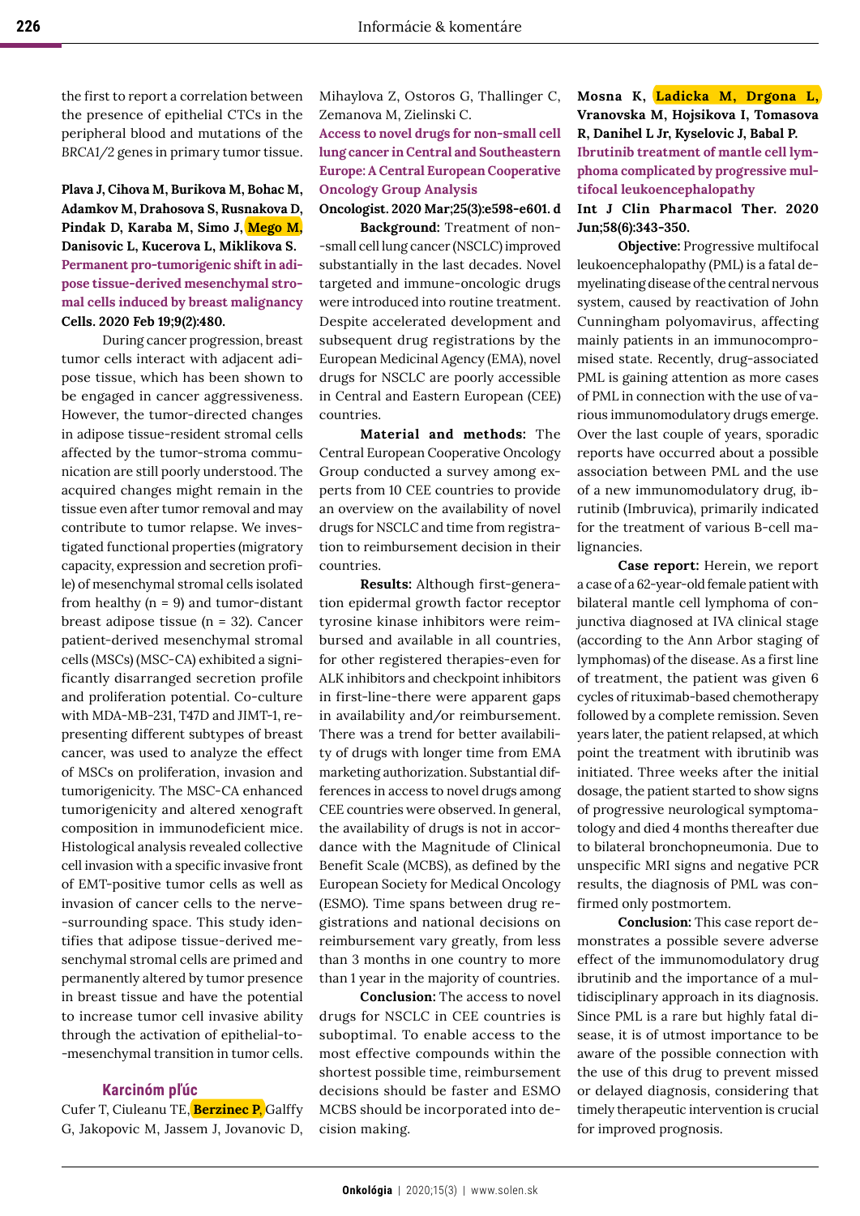the first to report a correlation between the presence of epithelial CTCs in the peripheral blood and mutations of the BRCA1/2 genes in primary tumor tissue.

**Plava J, Cihova M, Burikova M, Bohac M, Adamkov M, Drahosova S, Rusnakova D, Pindak D, Karaba M, Simo J, Mego M, Danisovic L, Kucerova L, Miklikova S.**
**Permanent pro-tumorigenic shift in adipose tissue-derived mesenchymal stromal cells induced by breast malignancy**
**Cells. 2020 Feb 19;9(2):480.**

During cancer progression, breast tumor cells interact with adjacent adipose tissue, which has been shown to be engaged in cancer aggressiveness. However, the tumor-directed changes in adipose tissue-resident stromal cells affected by the tumor-stroma communication are still poorly understood. The acquired changes might remain in the tissue even after tumor removal and may contribute to tumor relapse. We investigated functional properties (migratory capacity, expression and secretion profile) of mesenchymal stromal cells isolated from healthy (n = 9) and tumor-distant breast adipose tissue (n = 32). Cancer patient-derived mesenchymal stromal cells (MSCs) (MSC-CA) exhibited a significantly disarranged secretion profile and proliferation potential. Co-culture with MDA-MB-231, T47D and JIMT-1, representing different subtypes of breast cancer, was used to analyze the effect of MSCs on proliferation, invasion and tumorigenicity. The MSC-CA enhanced tumorigenicity and altered xenograft composition in immunodeficient mice. Histological analysis revealed collective cell invasion with a specific invasive front of EMT-positive tumor cells as well as invasion of cancer cells to the nerve-surrounding space. This study identifies that adipose tissue-derived mesenchymal stromal cells are primed and permanently altered by tumor presence in breast tissue and have the potential to increase tumor cell invasive ability through the activation of epithelial-to-mesenchymal transition in tumor cells.

## Karcinóm pľúc

Cufer T, Ciuleanu TE, **Berzinec P**, Galffy G, Jakopovic M, Jassem J, Jovanovic D, Mihaylova Z, Ostoros G, Thallinger C, Zemanova M, Zielinski C.
**Access to novel drugs for non-small cell lung cancer in Central and Southeastern Europe: A Central European Cooperative Oncology Group Analysis**
**Oncologist. 2020 Mar;25(3):e598-e601. d**

**Background:** Treatment of non-small cell lung cancer (NSCLC) improved substantially in the last decades. Novel targeted and immune-oncologic drugs were introduced into routine treatment. Despite accelerated development and subsequent drug registrations by the European Medicinal Agency (EMA), novel drugs for NSCLC are poorly accessible in Central and Eastern European (CEE) countries.

**Material and methods:** The Central European Cooperative Oncology Group conducted a survey among experts from 10 CEE countries to provide an overview on the availability of novel drugs for NSCLC and time from registration to reimbursement decision in their countries.

**Results:** Although first-generation epidermal growth factor receptor tyrosine kinase inhibitors were reimbursed and available in all countries, for other registered therapies-even for ALK inhibitors and checkpoint inhibitors in first-line-there were apparent gaps in availability and/or reimbursement. There was a trend for better availability of drugs with longer time from EMA marketing authorization. Substantial differences in access to novel drugs among CEE countries were observed. In general, the availability of drugs is not in accordance with the Magnitude of Clinical Benefit Scale (MCBS), as defined by the European Society for Medical Oncology (ESMO). Time spans between drug registrations and national decisions on reimbursement vary greatly, from less than 3 months in one country to more than 1 year in the majority of countries.

**Conclusion:** The access to novel drugs for NSCLC in CEE countries is suboptimal. To enable access to the most effective compounds within the shortest possible time, reimbursement decisions should be faster and ESMO MCBS should be incorporated into decision making.

**Mosna K, Ladicka M, Drgona L, Vranovska M, Hojsikova I, Tomasova R, Danihel L Jr, Kyselovic J, Babal P.**
**Ibrutinib treatment of mantle cell lymphoma complicated by progressive multifocal leukoencephalopathy**
**Int J Clin Pharmacol Ther. 2020 Jun;58(6):343-350.**

**Objective:** Progressive multifocal leukoencephalopathy (PML) is a fatal demyelinating disease of the central nervous system, caused by reactivation of John Cunningham polyomavirus, affecting mainly patients in an immunocompromised state. Recently, drug-associated PML is gaining attention as more cases of PML in connection with the use of various immunomodulatory drugs emerge. Over the last couple of years, sporadic reports have occurred about a possible association between PML and the use of a new immunomodulatory drug, ibrutinib (Imbruvica), primarily indicated for the treatment of various B-cell malignancies.

**Case report:** Herein, we report a case of a 62-year-old female patient with bilateral mantle cell lymphoma of conjunctiva diagnosed at IVA clinical stage (according to the Ann Arbor staging of lymphomas) of the disease. As a first line of treatment, the patient was given 6 cycles of rituximab-based chemotherapy followed by a complete remission. Seven years later, the patient relapsed, at which point the treatment with ibrutinib was initiated. Three weeks after the initial dosage, the patient started to show signs of progressive neurological symptomatology and died 4 months thereafter due to bilateral bronchopneumonia. Due to unspecific MRI signs and negative PCR results, the diagnosis of PML was confirmed only postmortem.

**Conclusion:** This case report demonstrates a possible severe adverse effect of the immunomodulatory drug ibrutinib and the importance of a multidisciplinary approach in its diagnosis. Since PML is a rare but highly fatal disease, it is of utmost importance to be aware of the possible connection with the use of this drug to prevent missed or delayed diagnosis, considering that timely therapeutic intervention is crucial for improved prognosis.